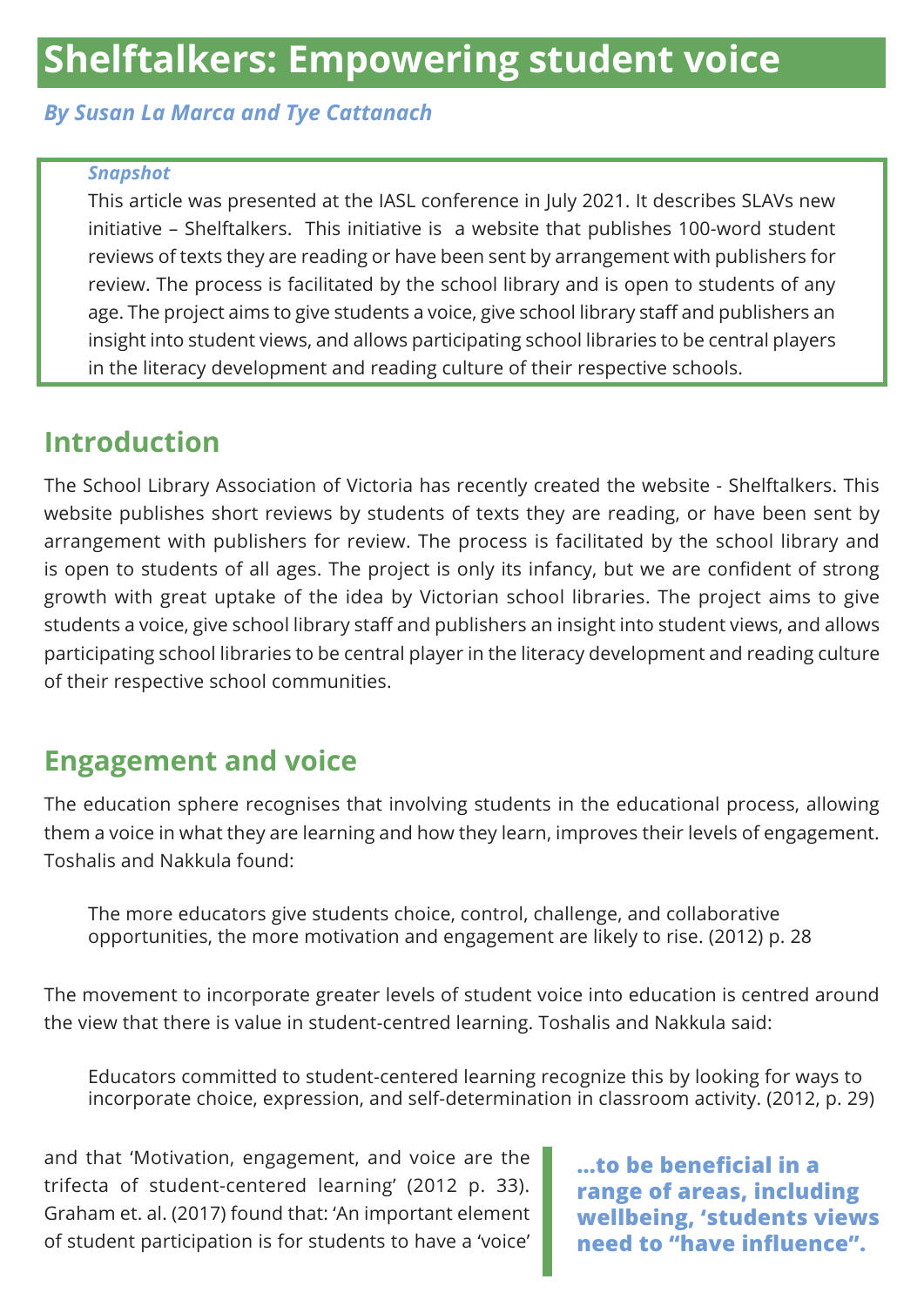# Shelftalkers: Empowering student voice

***By Susan La Marca and Tye Cattanach***

> ***Snapshot***
>
> This article was presented at the IASL conference in July 2021. It describes SLAVs new initiative – Shelftalkers. This initiative is a website that publishes 100-word student reviews of texts they are reading or have been sent by arrangement with publishers for review. The process is facilitated by the school library and is open to students of any age. The project aims to give students a voice, give school library staff and publishers an insight into student views, and allows participating school libraries to be central players in the literacy development and reading culture of their respective schools.

## Introduction

The School Library Association of Victoria has recently created the website - Shelftalkers. This website publishes short reviews by students of texts they are reading, or have been sent by arrangement with publishers for review. The process is facilitated by the school library and is open to students of all ages. The project is only its infancy, but we are confident of strong growth with great uptake of the idea by Victorian school libraries. The project aims to give students a voice, give school library staff and publishers an insight into student views, and allows participating school libraries to be central player in the literacy development and reading culture of their respective school communities.

## Engagement and voice

The education sphere recognises that involving students in the educational process, allowing them a voice in what they are learning and how they learn, improves their levels of engagement. Toshalis and Nakkula found:

> The more educators give students choice, control, challenge, and collaborative opportunities, the more motivation and engagement are likely to rise. (2012) p. 28

The movement to incorporate greater levels of student voice into education is centred around the view that there is value in student-centred learning. Toshalis and Nakkula said:

> Educators committed to student-centered learning recognize this by looking for ways to incorporate choice, expression, and self-determination in classroom activity. (2012, p. 29)

and that 'Motivation, engagement, and voice are the trifecta of student-centered learning' (2012 p. 33). Graham et. al. (2017) found that: 'An important element of student participation is for students to have a 'voice'

> **...to be beneficial in a range of areas, including wellbeing, 'students views need to "have influence".**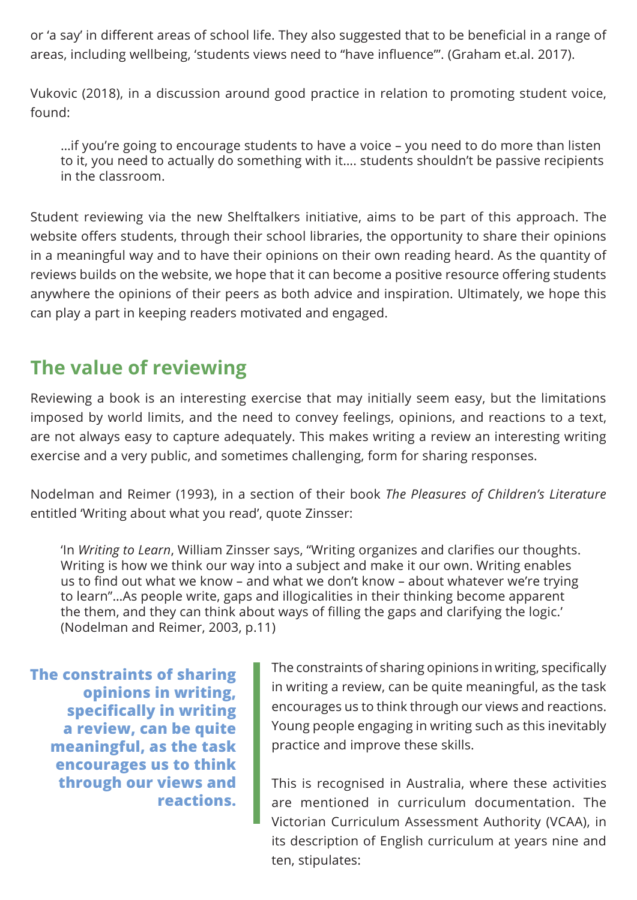or 'a say' in different areas of school life. They also suggested that to be beneficial in a range of areas, including wellbeing, 'students views need to "have influence"'. (Graham et.al. 2017).

Vukovic (2018), in a discussion around good practice in relation to promoting student voice, found:

> ...if you're going to encourage students to have a voice – you need to do more than listen to it, you need to actually do something with it.... students shouldn't be passive recipients in the classroom.

Student reviewing via the new Shelftalkers initiative, aims to be part of this approach. The website offers students, through their school libraries, the opportunity to share their opinions in a meaningful way and to have their opinions on their own reading heard. As the quantity of reviews builds on the website, we hope that it can become a positive resource offering students anywhere the opinions of their peers as both advice and inspiration. Ultimately, we hope this can play a part in keeping readers motivated and engaged.

## The value of reviewing

Reviewing a book is an interesting exercise that may initially seem easy, but the limitations imposed by world limits, and the need to convey feelings, opinions, and reactions to a text, are not always easy to capture adequately. This makes writing a review an interesting writing exercise and a very public, and sometimes challenging, form for sharing responses.

Nodelman and Reimer (1993), in a section of their book *The Pleasures of Children's Literature* entitled 'Writing about what you read', quote Zinsser:

> 'In *Writing to Learn*, William Zinsser says, "Writing organizes and clarifies our thoughts. Writing is how we think our way into a subject and make it our own. Writing enables us to find out what we know – and what we don't know – about whatever we're trying to learn"...As people write, gaps and illogicalities in their thinking become apparent the them, and they can think about ways of filling the gaps and clarifying the logic.' (Nodelman and Reimer, 2003, p.11)

**The constraints of sharing opinions in writing, specifically in writing a review, can be quite meaningful, as the task encourages us to think through our views and reactions.**

The constraints of sharing opinions in writing, specifically in writing a review, can be quite meaningful, as the task encourages us to think through our views and reactions. Young people engaging in writing such as this inevitably practice and improve these skills.

This is recognised in Australia, where these activities are mentioned in curriculum documentation. The Victorian Curriculum Assessment Authority (VCAA), in its description of English curriculum at years nine and ten, stipulates: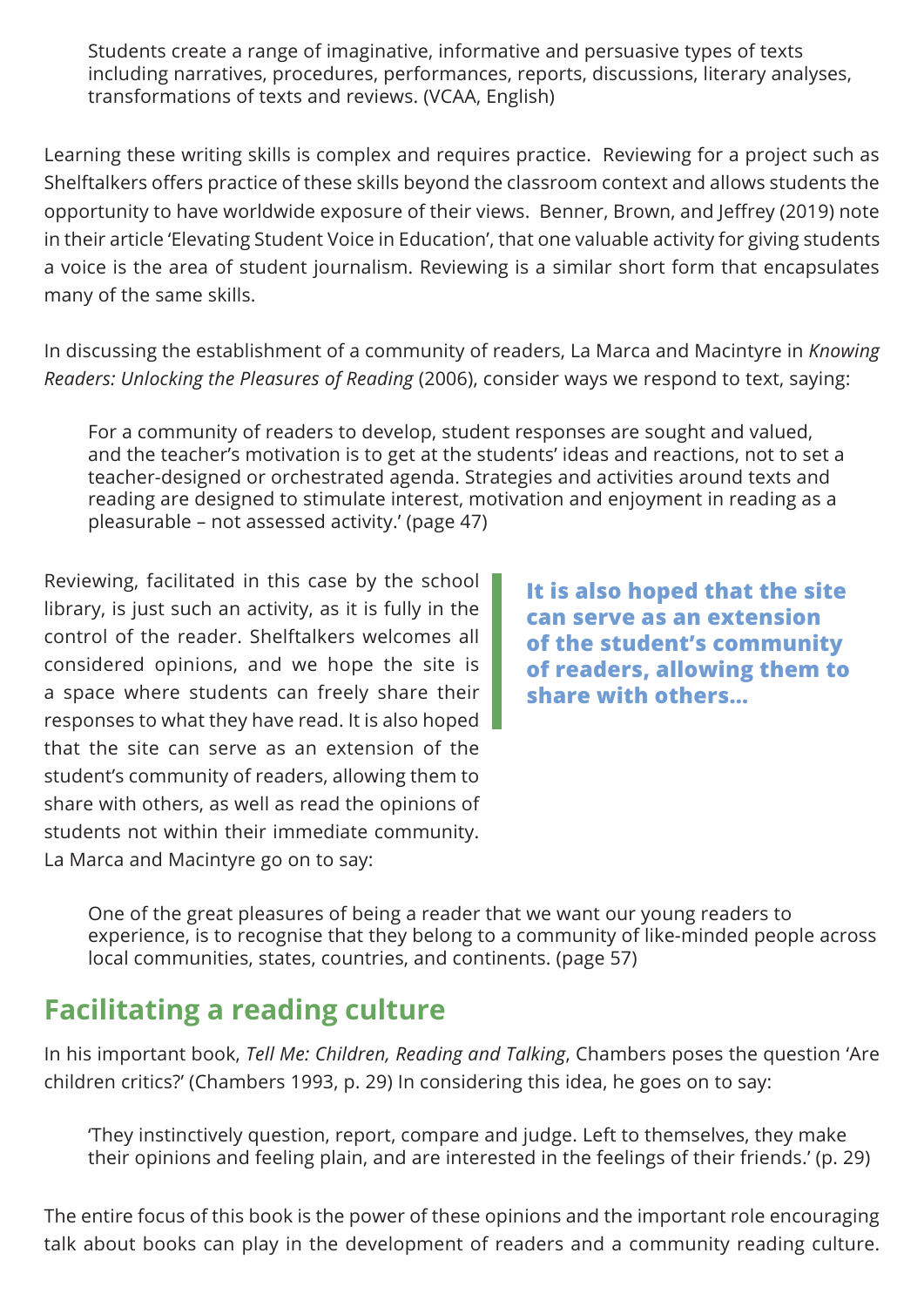> Students create a range of imaginative, informative and persuasive types of texts including narratives, procedures, performances, reports, discussions, literary analyses, transformations of texts and reviews. (VCAA, English)

Learning these writing skills is complex and requires practice. Reviewing for a project such as Shelftalkers offers practice of these skills beyond the classroom context and allows students the opportunity to have worldwide exposure of their views. Benner, Brown, and Jeffrey (2019) note in their article 'Elevating Student Voice in Education', that one valuable activity for giving students a voice is the area of student journalism. Reviewing is a similar short form that encapsulates many of the same skills.

In discussing the establishment of a community of readers, La Marca and Macintyre in *Knowing Readers: Unlocking the Pleasures of Reading* (2006), consider ways we respond to text, saying:

> For a community of readers to develop, student responses are sought and valued, and the teacher's motivation is to get at the students' ideas and reactions, not to set a teacher-designed or orchestrated agenda. Strategies and activities around texts and reading are designed to stimulate interest, motivation and enjoyment in reading as a pleasurable – not assessed activity.' (page 47)

Reviewing, facilitated in this case by the school library, is just such an activity, as it is fully in the control of the reader. Shelftalkers welcomes all considered opinions, and we hope the site is a space where students can freely share their responses to what they have read. It is also hoped that the site can serve as an extension of the student's community of readers, allowing them to share with others, as well as read the opinions of students not within their immediate community. La Marca and Macintyre go on to say:

**It is also hoped that the site can serve as an extension of the student's community of readers, allowing them to share with others...**

> One of the great pleasures of being a reader that we want our young readers to experience, is to recognise that they belong to a community of like-minded people across local communities, states, countries, and continents. (page 57)

## Facilitating a reading culture

In his important book, *Tell Me: Children, Reading and Talking*, Chambers poses the question 'Are children critics?' (Chambers 1993, p. 29) In considering this idea, he goes on to say:

> 'They instinctively question, report, compare and judge. Left to themselves, they make their opinions and feeling plain, and are interested in the feelings of their friends.' (p. 29)

The entire focus of this book is the power of these opinions and the important role encouraging talk about books can play in the development of readers and a community reading culture.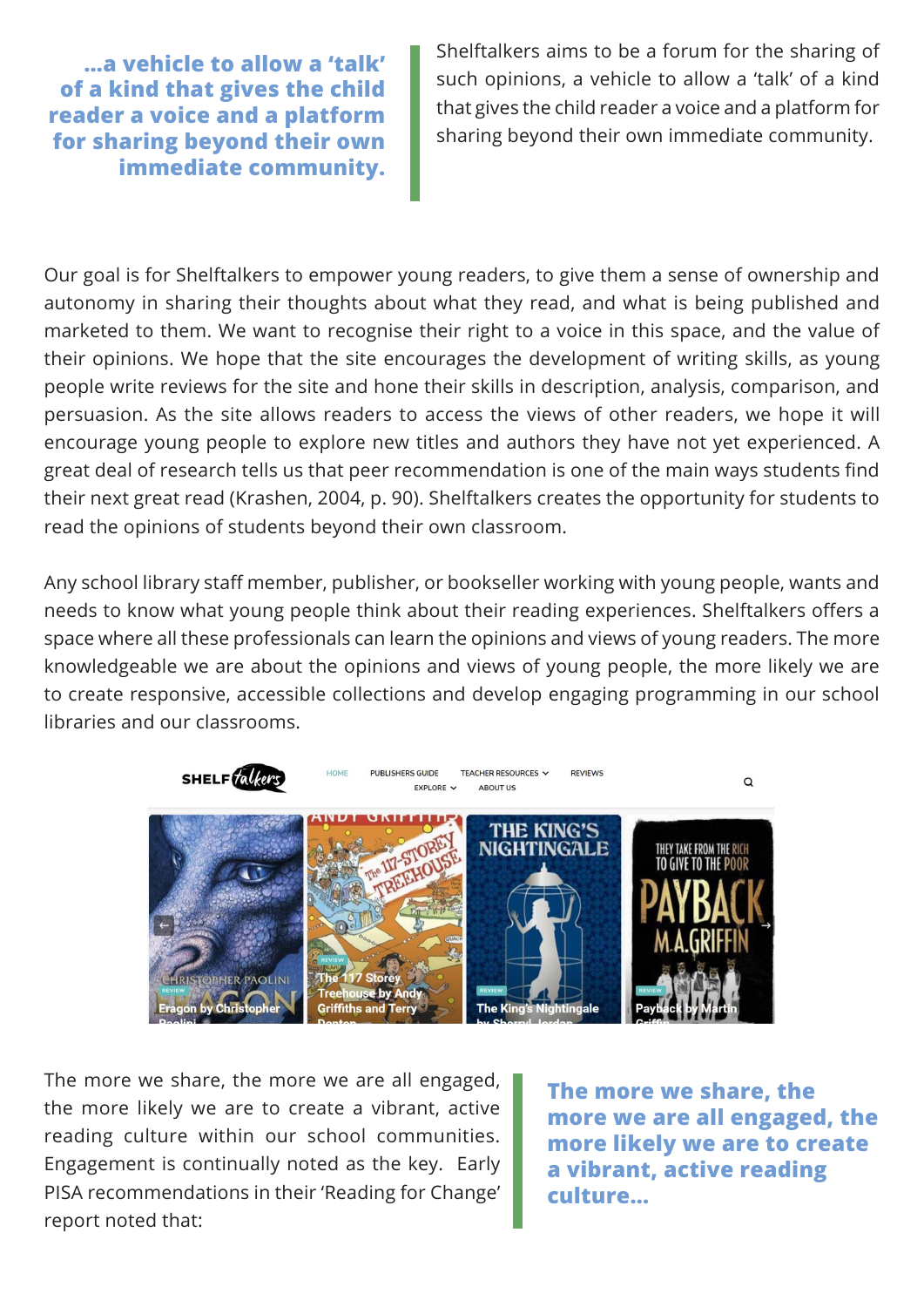**...a vehicle to allow a 'talk' of a kind that gives the child reader a voice and a platform for sharing beyond their own immediate community.**

Shelftalkers aims to be a forum for the sharing of such opinions, a vehicle to allow a 'talk' of a kind that gives the child reader a voice and a platform for sharing beyond their own immediate community.

Our goal is for Shelftalkers to empower young readers, to give them a sense of ownership and autonomy in sharing their thoughts about what they read, and what is being published and marketed to them. We want to recognise their right to a voice in this space, and the value of their opinions. We hope that the site encourages the development of writing skills, as young people write reviews for the site and hone their skills in description, analysis, comparison, and persuasion. As the site allows readers to access the views of other readers, we hope it will encourage young people to explore new titles and authors they have not yet experienced. A great deal of research tells us that peer recommendation is one of the main ways students find their next great read (Krashen, 2004, p. 90). Shelftalkers creates the opportunity for students to read the opinions of students beyond their own classroom.

Any school library staff member, publisher, or bookseller working with young people, wants and needs to know what young people think about their reading experiences. Shelftalkers offers a space where all these professionals can learn the opinions and views of young readers. The more knowledgeable we are about the opinions and views of young people, the more likely we are to create responsive, accessible collections and develop engaging programming in our school libraries and our classrooms.

The more we share, the more we are all engaged, the more likely we are to create a vibrant, active reading culture within our school communities. Engagement is continually noted as the key. Early PISA recommendations in their 'Reading for Change' report noted that:

**The more we share, the more we are all engaged, the more likely we are to create a vibrant, active reading culture...**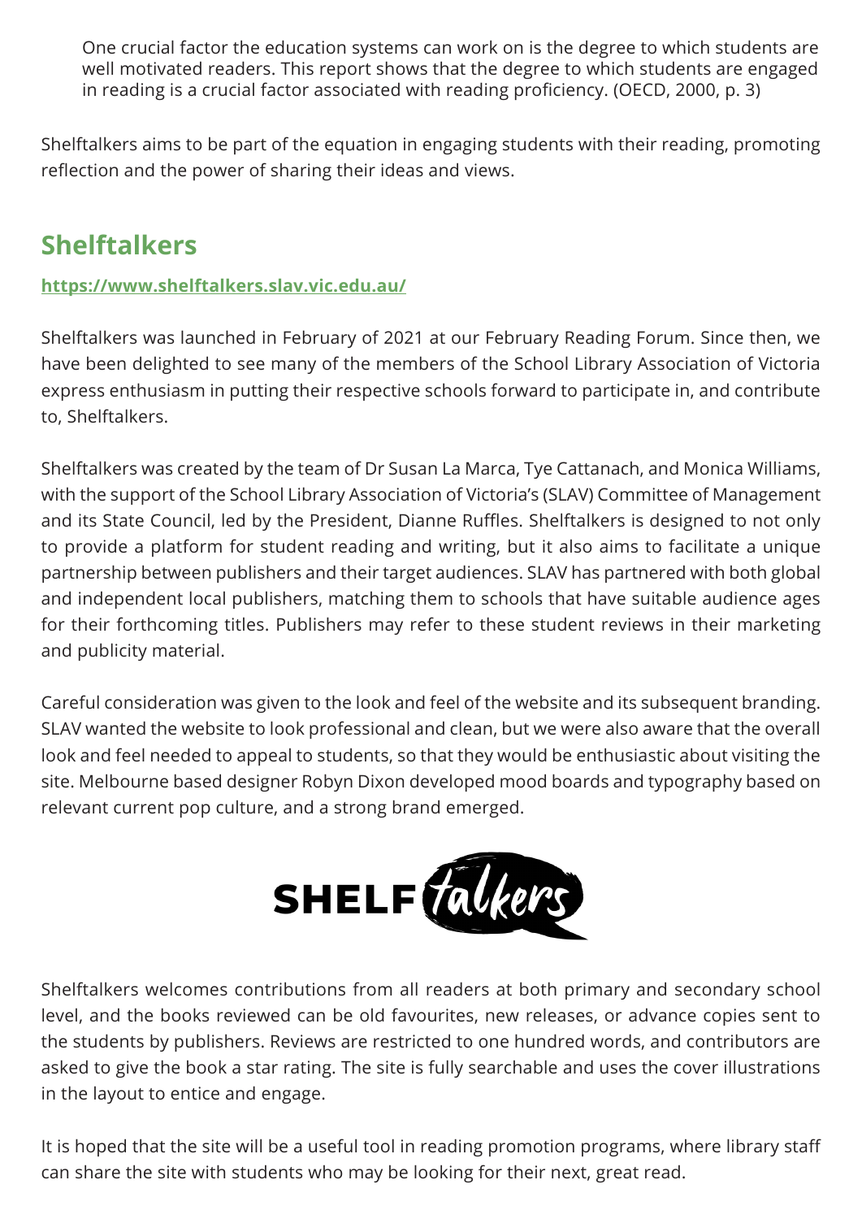> One crucial factor the education systems can work on is the degree to which students are well motivated readers. This report shows that the degree to which students are engaged in reading is a crucial factor associated with reading proficiency. (OECD, 2000, p. 3)

Shelftalkers aims to be part of the equation in engaging students with their reading, promoting reflection and the power of sharing their ideas and views.

## Shelftalkers

**https://www.shelftalkers.slav.vic.edu.au/**

Shelftalkers was launched in February of 2021 at our February Reading Forum. Since then, we have been delighted to see many of the members of the School Library Association of Victoria express enthusiasm in putting their respective schools forward to participate in, and contribute to, Shelftalkers.

Shelftalkers was created by the team of Dr Susan La Marca, Tye Cattanach, and Monica Williams, with the support of the School Library Association of Victoria's (SLAV) Committee of Management and its State Council, led by the President, Dianne Ruffles. Shelftalkers is designed to not only to provide a platform for student reading and writing, but it also aims to facilitate a unique partnership between publishers and their target audiences. SLAV has partnered with both global and independent local publishers, matching them to schools that have suitable audience ages for their forthcoming titles. Publishers may refer to these student reviews in their marketing and publicity material.

Careful consideration was given to the look and feel of the website and its subsequent branding. SLAV wanted the website to look professional and clean, but we were also aware that the overall look and feel needed to appeal to students, so that they would be enthusiastic about visiting the site. Melbourne based designer Robyn Dixon developed mood boards and typography based on relevant current pop culture, and a strong brand emerged.

SHELF talkers

Shelftalkers welcomes contributions from all readers at both primary and secondary school level, and the books reviewed can be old favourites, new releases, or advance copies sent to the students by publishers. Reviews are restricted to one hundred words, and contributors are asked to give the book a star rating. The site is fully searchable and uses the cover illustrations in the layout to entice and engage.

It is hoped that the site will be a useful tool in reading promotion programs, where library staff can share the site with students who may be looking for their next, great read.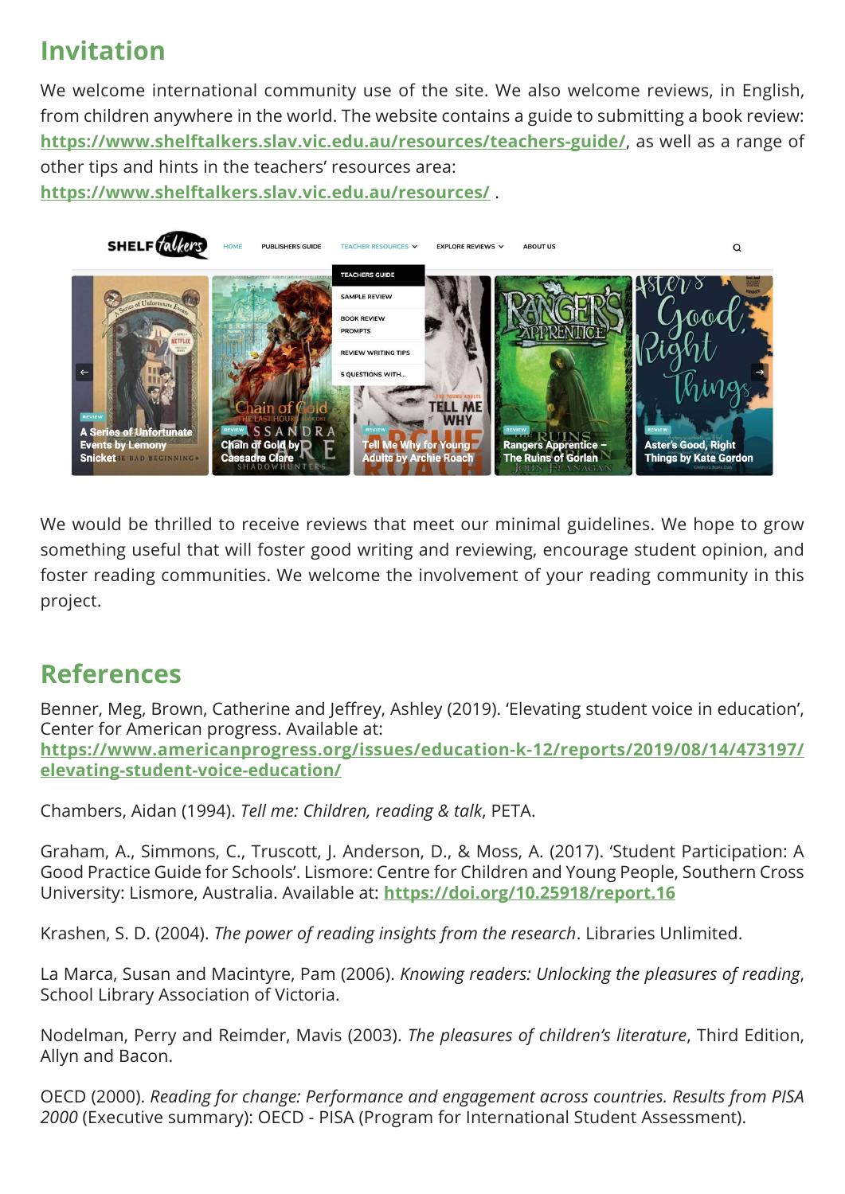## Invitation

We welcome international community use of the site. We also welcome reviews, in English, from children anywhere in the world. The website contains a guide to submitting a book review: **https://www.shelftalkers.slav.vic.edu.au/resources/teachers-guide/**, as well as a range of other tips and hints in the teachers' resources area: **https://www.shelftalkers.slav.vic.edu.au/resources/** .

We would be thrilled to receive reviews that meet our minimal guidelines. We hope to grow something useful that will foster good writing and reviewing, encourage student opinion, and foster reading communities. We welcome the involvement of your reading community in this project.

## References

Benner, Meg, Brown, Catherine and Jeffrey, Ashley (2019). 'Elevating student voice in education', Center for American progress. Available at: **https://www.americanprogress.org/issues/education-k-12/reports/2019/08/14/473197/elevating-student-voice-education/**

Chambers, Aidan (1994). *Tell me: Children, reading & talk*, PETA.

Graham, A., Simmons, C., Truscott, J. Anderson, D., & Moss, A. (2017). 'Student Participation: A Good Practice Guide for Schools'. Lismore: Centre for Children and Young People, Southern Cross University: Lismore, Australia. Available at: **https://doi.org/10.25918/report.16**

Krashen, S. D. (2004). *The power of reading insights from the research*. Libraries Unlimited.

La Marca, Susan and Macintyre, Pam (2006). *Knowing readers: Unlocking the pleasures of reading*, School Library Association of Victoria.

Nodelman, Perry and Reimder, Mavis (2003). *The pleasures of children's literature*, Third Edition, Allyn and Bacon.

OECD (2000). *Reading for change: Performance and engagement across countries. Results from PISA 2000* (Executive summary): OECD - PISA (Program for International Student Assessment).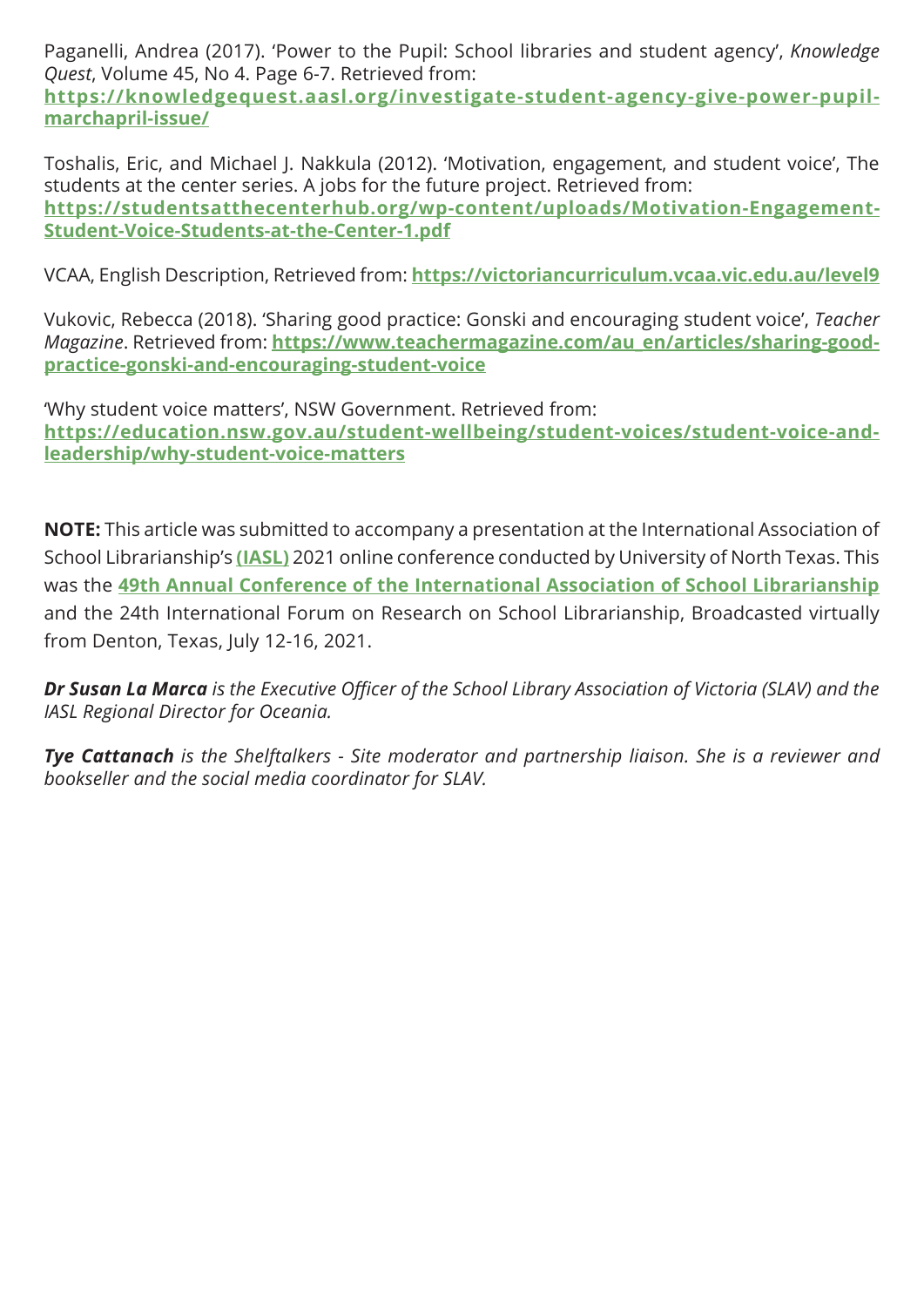Paganelli, Andrea (2017). 'Power to the Pupil: School libraries and student agency', *Knowledge Quest*, Volume 45, No 4. Page 6-7. Retrieved from: **https://knowledgequest.aasl.org/investigate-student-agency-give-power-pupil-marchapril-issue/**

Toshalis, Eric, and Michael J. Nakkula (2012). 'Motivation, engagement, and student voice', The students at the center series. A jobs for the future project. Retrieved from: **https://studentsatthecenterhub.org/wp-content/uploads/Motivation-Engagement-Student-Voice-Students-at-the-Center-1.pdf**

VCAA, English Description, Retrieved from: **https://victoriancurriculum.vcaa.vic.edu.au/level9**

Vukovic, Rebecca (2018). 'Sharing good practice: Gonski and encouraging student voice', *Teacher Magazine*. Retrieved from: **https://www.teachermagazine.com/au_en/articles/sharing-good-practice-gonski-and-encouraging-student-voice**

'Why student voice matters', NSW Government. Retrieved from: **https://education.nsw.gov.au/student-wellbeing/student-voices/student-voice-and-leadership/why-student-voice-matters**

**NOTE:** This article was submitted to accompany a presentation at the International Association of School Librarianship's **(IASL)** 2021 online conference conducted by University of North Texas. This was the **49th Annual Conference of the International Association of School Librarianship** and the 24th International Forum on Research on School Librarianship, Broadcasted virtually from Denton, Texas, July 12-16, 2021.

***Dr Susan La Marca*** *is the Executive Officer of the School Library Association of Victoria (SLAV) and the IASL Regional Director for Oceania.*

***Tye Cattanach*** *is the Shelftalkers - Site moderator and partnership liaison. She is a reviewer and bookseller and the social media coordinator for SLAV.*